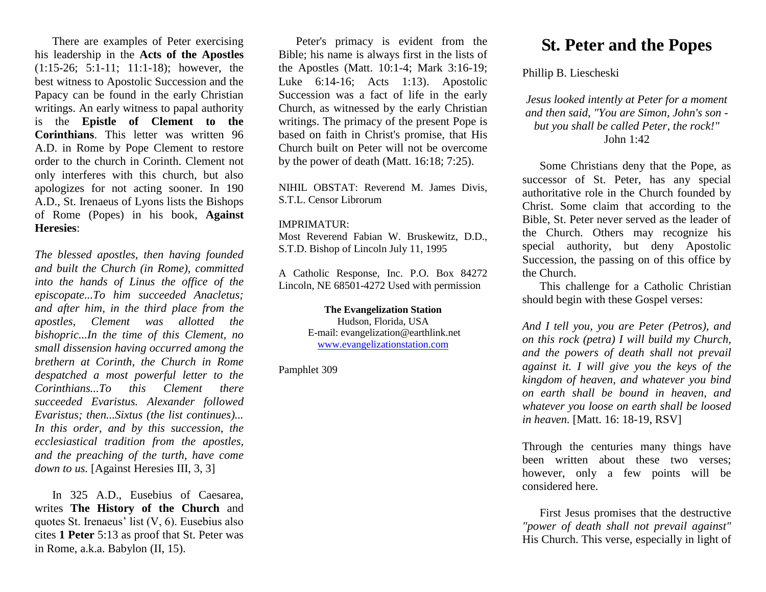There are examples of Peter exercising his leadership in the **Acts of the Apostles** (1:15-26; 5:1-11; 11:1-18); however, the best witness to Apostolic Succession and the Papacy can be found in the early Christian writings. An early witness to papal authority is the **Epistle of Clement to the Corinthians**. This letter was written 96 A.D. in Rome by Pope Clement to restore order to the church in Corinth. Clement not only interferes with this church, but also apologizes for not acting sooner. In 190 A.D., St. Irenaeus of Lyons lists the Bishops of Rome (Popes) in his book, **Against Heresies**:

*The blessed apostles, then having founded and built the Church (in Rome), committed into the hands of Linus the office of the episcopate...To him succeeded Anacletus; and after him, in the third place from the apostles, Clement was allotted the bishopric...In the time of this Clement, no small dissension having occurred among the brethern at Corinth, the Church in Rome despatched a most powerful letter to the Corinthians...To this Clement there succeeded Evaristus. Alexander followed Evaristus; then...Sixtus (the list continues)... In this order, and by this succession, the ecclesiastical tradition from the apostles, and the preaching of the turth, have come down to us.* [Against Heresies III, 3, 3]

In 325 A.D., Eusebius of Caesarea, writes **The History of the Church** and quotes St. Irenaeus' list (V, 6). Eusebius also cites **1 Peter** 5:13 as proof that St. Peter was in Rome, a.k.a. Babylon (II, 15).

Peter's primacy is evident from the Bible; his name is always first in the lists of the Apostles (Matt. 10:1-4; Mark 3:16-19; Luke 6:14-16; Acts 1:13). Apostolic Succession was a fact of life in the early Church, as witnessed by the early Christian writings. The primacy of the present Pope is based on faith in Christ's promise, that His Church built on Peter will not be overcome by the power of death (Matt. 16:18; 7:25).

NIHIL OBSTAT: Reverend M. James Divis, S.T.L. Censor Librorum

IMPRIMATUR:
Most Reverend Fabian W. Bruskewitz, D.D., S.T.D. Bishop of Lincoln July 11, 1995

A Catholic Response, Inc. P.O. Box 84272 Lincoln, NE 68501-4272 Used with permission

**The Evangelization Station**
Hudson, Florida, USA
E-mail: evangelization@earthlink.net
www.evangelizationstation.com

Pamphlet 309

# St. Peter and the Popes

Phillip B. Liescheski

*Jesus looked intently at Peter for a moment and then said, "You are Simon, John's son - but you shall be called Peter, the rock!"*
John 1:42

Some Christians deny that the Pope, as successor of St. Peter, has any special authoritative role in the Church founded by Christ. Some claim that according to the Bible, St. Peter never served as the leader of the Church. Others may recognize his special authority, but deny Apostolic Succession, the passing on of this office by the Church.

This challenge for a Catholic Christian should begin with these Gospel verses:

*And I tell you, you are Peter (Petros), and on this rock (petra) I will build my Church, and the powers of death shall not prevail against it. I will give you the keys of the kingdom of heaven, and whatever you bind on earth shall be bound in heaven, and whatever you loose on earth shall be loosed in heaven.* [Matt. 16: 18-19, RSV]

Through the centuries many things have been written about these two verses; however, only a few points will be considered here.

First Jesus promises that the destructive *"power of death shall not prevail against"* His Church. This verse, especially in light of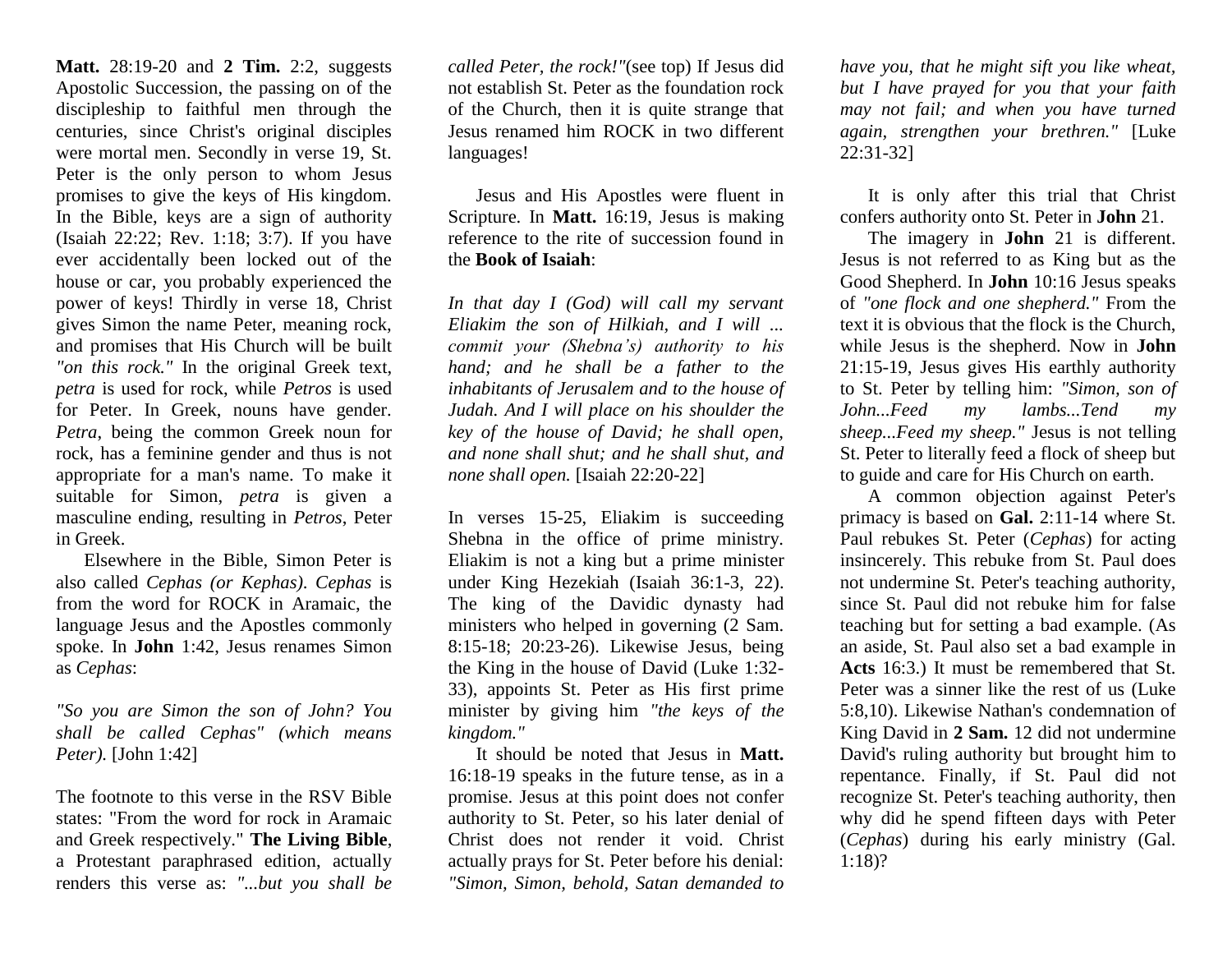**Matt.** 28:19-20 and **2 Tim.** 2:2, suggests Apostolic Succession, the passing on of the discipleship to faithful men through the centuries, since Christ's original disciples were mortal men. Secondly in verse 19, St. Peter is the only person to whom Jesus promises to give the keys of His kingdom. In the Bible, keys are a sign of authority (Isaiah 22:22; Rev. 1:18; 3:7). If you have ever accidentally been locked out of the house or car, you probably experienced the power of keys! Thirdly in verse 18, Christ gives Simon the name Peter, meaning rock, and promises that His Church will be built *"on this rock."* In the original Greek text, *petra* is used for rock, while *Petros* is used for Peter. In Greek, nouns have gender. *Petra*, being the common Greek noun for rock, has a feminine gender and thus is not appropriate for a man's name. To make it suitable for Simon, *petra* is given a masculine ending, resulting in *Petros*, Peter in Greek.

Elsewhere in the Bible, Simon Peter is also called *Cephas (or Kephas)*. *Cephas* is from the word for ROCK in Aramaic, the language Jesus and the Apostles commonly spoke. In **John** 1:42, Jesus renames Simon as *Cephas*:

*"So you are Simon the son of John? You shall be called Cephas" (which means Peter).* [John 1:42]

The footnote to this verse in the RSV Bible states: "From the word for rock in Aramaic and Greek respectively." **The Living Bible**, a Protestant paraphrased edition, actually renders this verse as: *"...but you shall be called Peter, the rock!"*(see top) If Jesus did not establish St. Peter as the foundation rock of the Church, then it is quite strange that Jesus renamed him ROCK in two different languages!

Jesus and His Apostles were fluent in Scripture. In **Matt.** 16:19, Jesus is making reference to the rite of succession found in the **Book of Isaiah**:

*In that day I (God) will call my servant Eliakim the son of Hilkiah, and I will ... commit your (Shebna's) authority to his hand; and he shall be a father to the inhabitants of Jerusalem and to the house of Judah. And I will place on his shoulder the key of the house of David; he shall open, and none shall shut; and he shall shut, and none shall open.* [Isaiah 22:20-22]

In verses 15-25, Eliakim is succeeding Shebna in the office of prime ministry. Eliakim is not a king but a prime minister under King Hezekiah (Isaiah 36:1-3, 22). The king of the Davidic dynasty had ministers who helped in governing (2 Sam. 8:15-18; 20:23-26). Likewise Jesus, being the King in the house of David (Luke 1:32-33), appoints St. Peter as His first prime minister by giving him *"the keys of the kingdom."*

It should be noted that Jesus in **Matt.** 16:18-19 speaks in the future tense, as in a promise. Jesus at this point does not confer authority to St. Peter, so his later denial of Christ does not render it void. Christ actually prays for St. Peter before his denial: *"Simon, Simon, behold, Satan demanded to have you, that he might sift you like wheat, but I have prayed for you that your faith may not fail; and when you have turned again, strengthen your brethren."* [Luke 22:31-32]

It is only after this trial that Christ confers authority onto St. Peter in **John** 21.

The imagery in **John** 21 is different. Jesus is not referred to as King but as the Good Shepherd. In **John** 10:16 Jesus speaks of *"one flock and one shepherd."* From the text it is obvious that the flock is the Church, while Jesus is the shepherd. Now in **John** 21:15-19, Jesus gives His earthly authority to St. Peter by telling him: *"Simon, son of John...Feed my lambs...Tend my sheep...Feed my sheep."* Jesus is not telling St. Peter to literally feed a flock of sheep but to guide and care for His Church on earth.

A common objection against Peter's primacy is based on **Gal.** 2:11-14 where St. Paul rebukes St. Peter (*Cephas*) for acting insincerely. This rebuke from St. Paul does not undermine St. Peter's teaching authority, since St. Paul did not rebuke him for false teaching but for setting a bad example. (As an aside, St. Paul also set a bad example in **Acts** 16:3.) It must be remembered that St. Peter was a sinner like the rest of us (Luke 5:8,10). Likewise Nathan's condemnation of King David in **2 Sam.** 12 did not undermine David's ruling authority but brought him to repentance. Finally, if St. Paul did not recognize St. Peter's teaching authority, then why did he spend fifteen days with Peter (*Cephas*) during his early ministry (Gal. 1:18)?